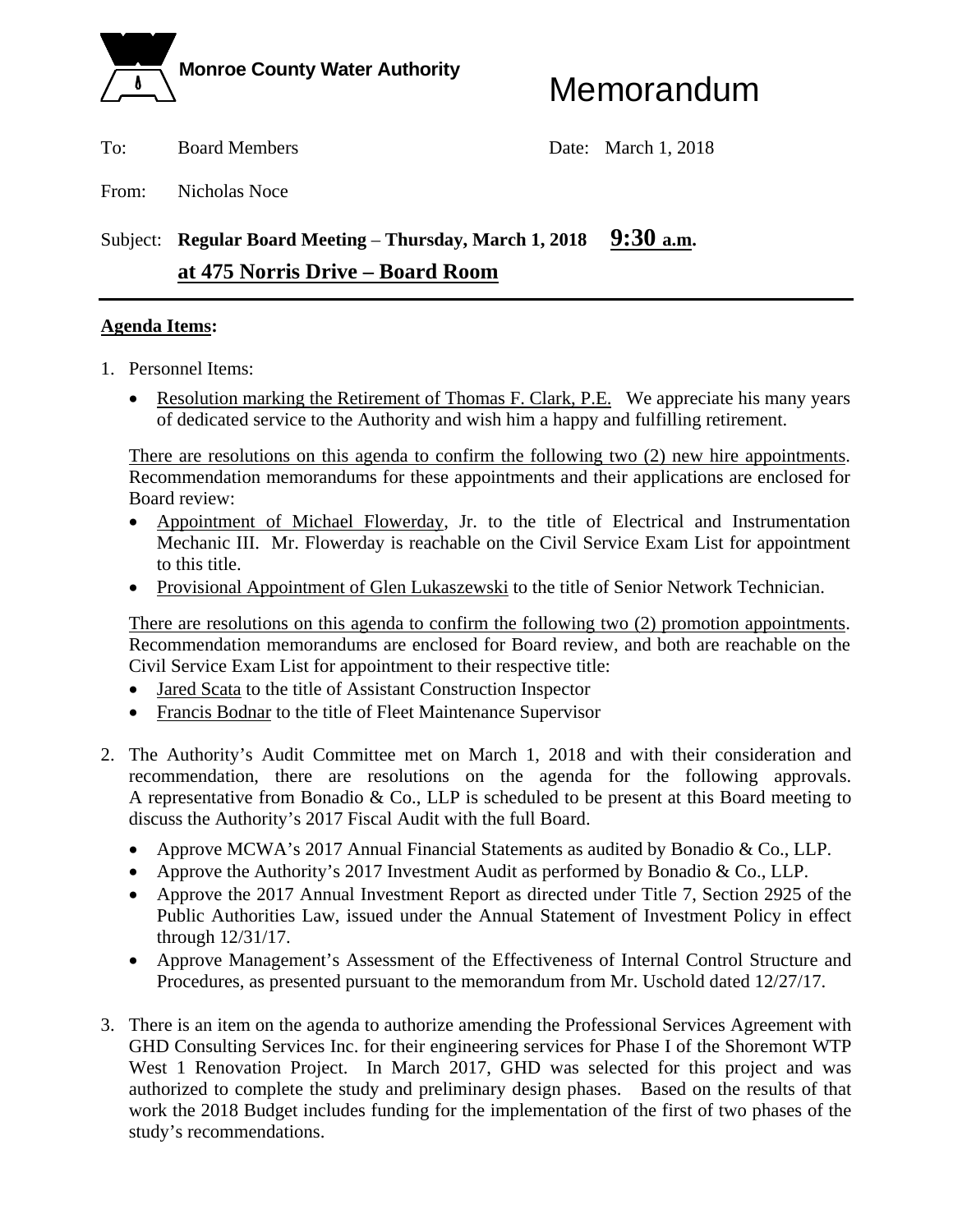**Monroe County Water Authority**

# Memorandum

To: Board Members  Date: March 1, 2018

From: Nicholas Noce

Subject: **Regular Board Meeting – Thursday, March 1, 2018 9:30 a.m. at 475 Norris Drive – Board Room**

---

**Agenda Items:**

1. Personnel Items:

   - Resolution marking the Retirement of Thomas F. Clark, P.E. We appreciate his many years of dedicated service to the Authority and wish him a happy and fulfilling retirement.

   There are resolutions on this agenda to confirm the following two (2) new hire appointments. Recommendation memorandums for these appointments and their applications are enclosed for Board review:

   - Appointment of Michael Flowerday, Jr. to the title of Electrical and Instrumentation Mechanic III. Mr. Flowerday is reachable on the Civil Service Exam List for appointment to this title.
   - Provisional Appointment of Glen Lukaszewski to the title of Senior Network Technician.

   There are resolutions on this agenda to confirm the following two (2) promotion appointments. Recommendation memorandums are enclosed for Board review, and both are reachable on the Civil Service Exam List for appointment to their respective title:

   - Jared Scata to the title of Assistant Construction Inspector
   - Francis Bodnar to the title of Fleet Maintenance Supervisor

2. The Authority's Audit Committee met on March 1, 2018 and with their consideration and recommendation, there are resolutions on the agenda for the following approvals. A representative from Bonadio & Co., LLP is scheduled to be present at this Board meeting to discuss the Authority's 2017 Fiscal Audit with the full Board.

   - Approve MCWA's 2017 Annual Financial Statements as audited by Bonadio & Co., LLP.
   - Approve the Authority's 2017 Investment Audit as performed by Bonadio & Co., LLP.
   - Approve the 2017 Annual Investment Report as directed under Title 7, Section 2925 of the Public Authorities Law, issued under the Annual Statement of Investment Policy in effect through 12/31/17.
   - Approve Management's Assessment of the Effectiveness of Internal Control Structure and Procedures, as presented pursuant to the memorandum from Mr. Uschold dated 12/27/17.

3. There is an item on the agenda to authorize amending the Professional Services Agreement with GHD Consulting Services Inc. for their engineering services for Phase I of the Shoremont WTP West 1 Renovation Project. In March 2017, GHD was selected for this project and was authorized to complete the study and preliminary design phases. Based on the results of that work the 2018 Budget includes funding for the implementation of the first of two phases of the study's recommendations.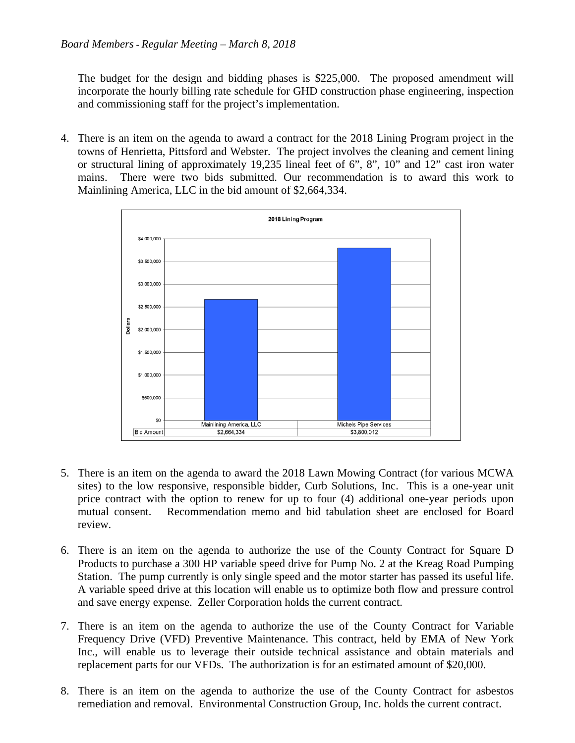The budget for the design and bidding phases is $225,000. The proposed amendment will incorporate the hourly billing rate schedule for GHD construction phase engineering, inspection and commissioning staff for the project's implementation.

4. There is an item on the agenda to award a contract for the 2018 Lining Program project in the towns of Henrietta, Pittsford and Webster. The project involves the cleaning and cement lining or structural lining of approximately 19,235 lineal feet of 6", 8", 10" and 12" cast iron water mains. There were two bids submitted. Our recommendation is to award this work to Mainlining America, LLC in the bid amount of $2,664,334.

**2018 Lining Program**

| | Mainlining America, LLC | Michels Pipe Services |
|---|---|---|
| Bid Amount | $2,664,334 | $3,800,012 |

5. There is an item on the agenda to award the 2018 Lawn Mowing Contract (for various MCWA sites) to the low responsive, responsible bidder, Curb Solutions, Inc. This is a one-year unit price contract with the option to renew for up to four (4) additional one-year periods upon mutual consent. Recommendation memo and bid tabulation sheet are enclosed for Board review.

6. There is an item on the agenda to authorize the use of the County Contract for Square D Products to purchase a 300 HP variable speed drive for Pump No. 2 at the Kreag Road Pumping Station. The pump currently is only single speed and the motor starter has passed its useful life. A variable speed drive at this location will enable us to optimize both flow and pressure control and save energy expense. Zeller Corporation holds the current contract.

7. There is an item on the agenda to authorize the use of the County Contract for Variable Frequency Drive (VFD) Preventive Maintenance. This contract, held by EMA of New York Inc., will enable us to leverage their outside technical assistance and obtain materials and replacement parts for our VFDs. The authorization is for an estimated amount of $20,000.

8. There is an item on the agenda to authorize the use of the County Contract for asbestos remediation and removal. Environmental Construction Group, Inc. holds the current contract.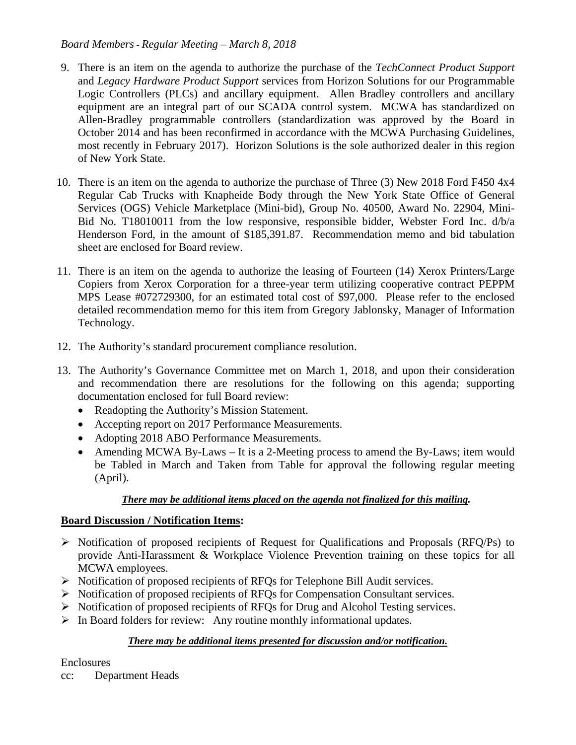9. There is an item on the agenda to authorize the purchase of the *TechConnect Product Support* and *Legacy Hardware Product Support* services from Horizon Solutions for our Programmable Logic Controllers (PLCs) and ancillary equipment. Allen Bradley controllers and ancillary equipment are an integral part of our SCADA control system. MCWA has standardized on Allen-Bradley programmable controllers (standardization was approved by the Board in October 2014 and has been reconfirmed in accordance with the MCWA Purchasing Guidelines, most recently in February 2017). Horizon Solutions is the sole authorized dealer in this region of New York State.

10. There is an item on the agenda to authorize the purchase of Three (3) New 2018 Ford F450 4x4 Regular Cab Trucks with Knapheide Body through the New York State Office of General Services (OGS) Vehicle Marketplace (Mini-bid), Group No. 40500, Award No. 22904, Mini-Bid No. T18010011 from the low responsive, responsible bidder, Webster Ford Inc. d/b/a Henderson Ford, in the amount of $185,391.87. Recommendation memo and bid tabulation sheet are enclosed for Board review.

11. There is an item on the agenda to authorize the leasing of Fourteen (14) Xerox Printers/Large Copiers from Xerox Corporation for a three-year term utilizing cooperative contract PEPPM MPS Lease #072729300, for an estimated total cost of $97,000. Please refer to the enclosed detailed recommendation memo for this item from Gregory Jablonsky, Manager of Information Technology.

12. The Authority's standard procurement compliance resolution.

13. The Authority's Governance Committee met on March 1, 2018, and upon their consideration and recommendation there are resolutions for the following on this agenda; supporting documentation enclosed for full Board review:
    - Readopting the Authority's Mission Statement.
    - Accepting report on 2017 Performance Measurements.
    - Adopting 2018 ABO Performance Measurements.
    - Amending MCWA By-Laws – It is a 2-Meeting process to amend the By-Laws; item would be Tabled in March and Taken from Table for approval the following regular meeting (April).

***There may be additional items placed on the agenda not finalized for this mailing.***

**Board Discussion / Notification Items:**

- Notification of proposed recipients of Request for Qualifications and Proposals (RFQ/Ps) to provide Anti-Harassment & Workplace Violence Prevention training on these topics for all MCWA employees.
- Notification of proposed recipients of RFQs for Telephone Bill Audit services.
- Notification of proposed recipients of RFQs for Compensation Consultant services.
- Notification of proposed recipients of RFQs for Drug and Alcohol Testing services.
- In Board folders for review: Any routine monthly informational updates.

***There may be additional items presented for discussion and/or notification.***

Enclosures
cc: Department Heads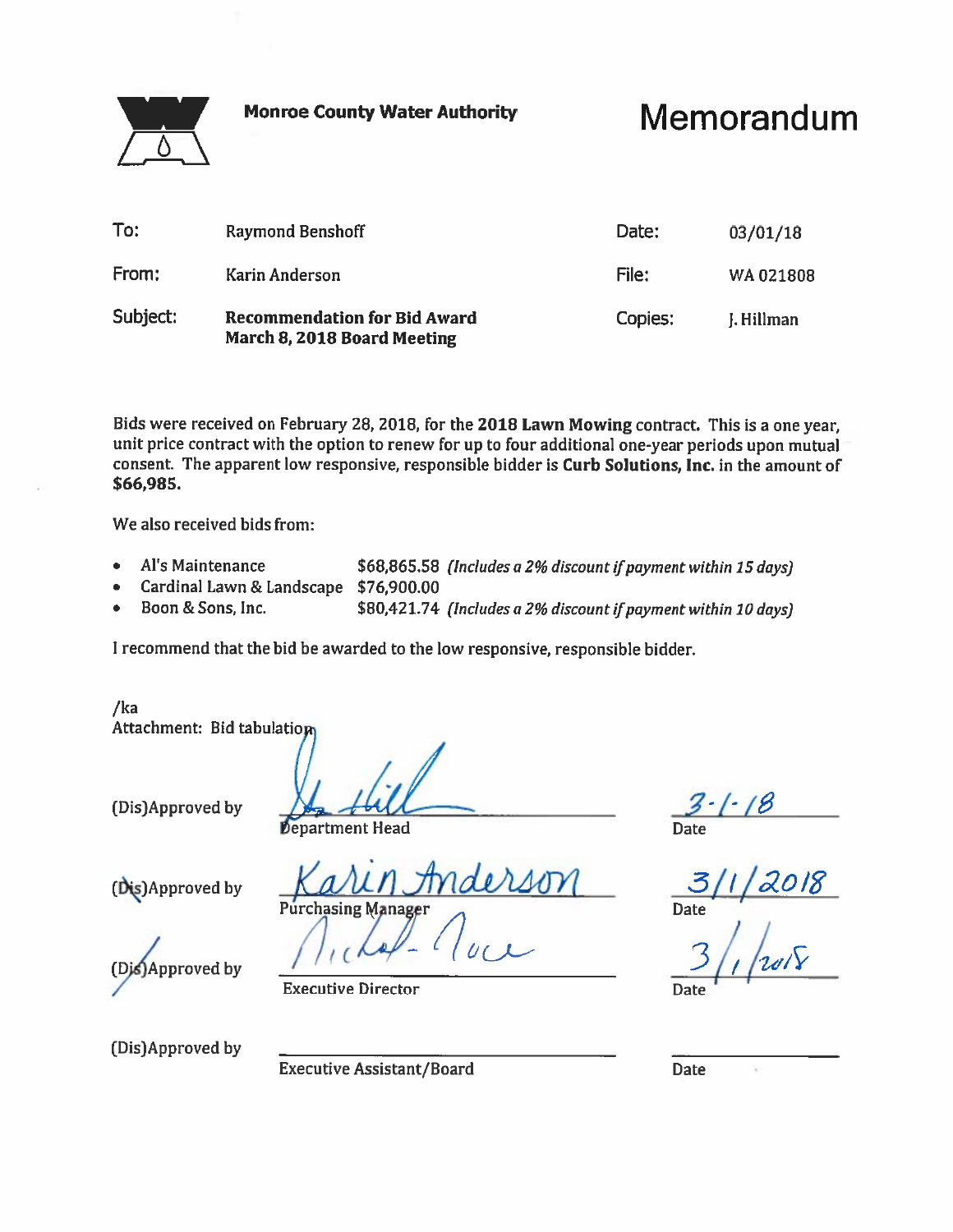**Monroe County Water Authority**

# Memorandum

| | | | |
|---|---|---|---|
| To: | Raymond Benshoff | Date: | 03/01/18 |
| From: | Karin Anderson | File: | WA 021808 |
| Subject: | **Recommendation for Bid Award March 8, 2018 Board Meeting** | Copies: | J. Hillman |

Bids were received on February 28, 2018, for the **2018 Lawn Mowing** contract. This is a one year, unit price contract with the option to renew for up to four additional one-year periods upon mutual consent. The apparent low responsive, responsible bidder is **Curb Solutions, Inc.** in the amount of **$66,985.**

We also received bids from:

- Al's Maintenance $68,865.58 *(Includes a 2% discount if payment within 15 days)*
- Cardinal Lawn & Landscape $76,900.00
- Boon & Sons, Inc. $80,421.74 *(Includes a 2% discount if payment within 10 days)*

I recommend that the bid be awarded to the low responsive, responsible bidder.

/ka
Attachment: Bid tabulation

| | | |
|---|---|---|
| (Dis)Approved by | *[signature]* Department Head | 3-1-18 Date |
| (Dis)Approved by | *Karin Anderson* Purchasing Manager | 3/1/2018 Date |
| (Dis)Approved by | *[signature]* Executive Director | 3/1/2018 Date |
| (Dis)Approved by | Executive Assistant/Board | Date |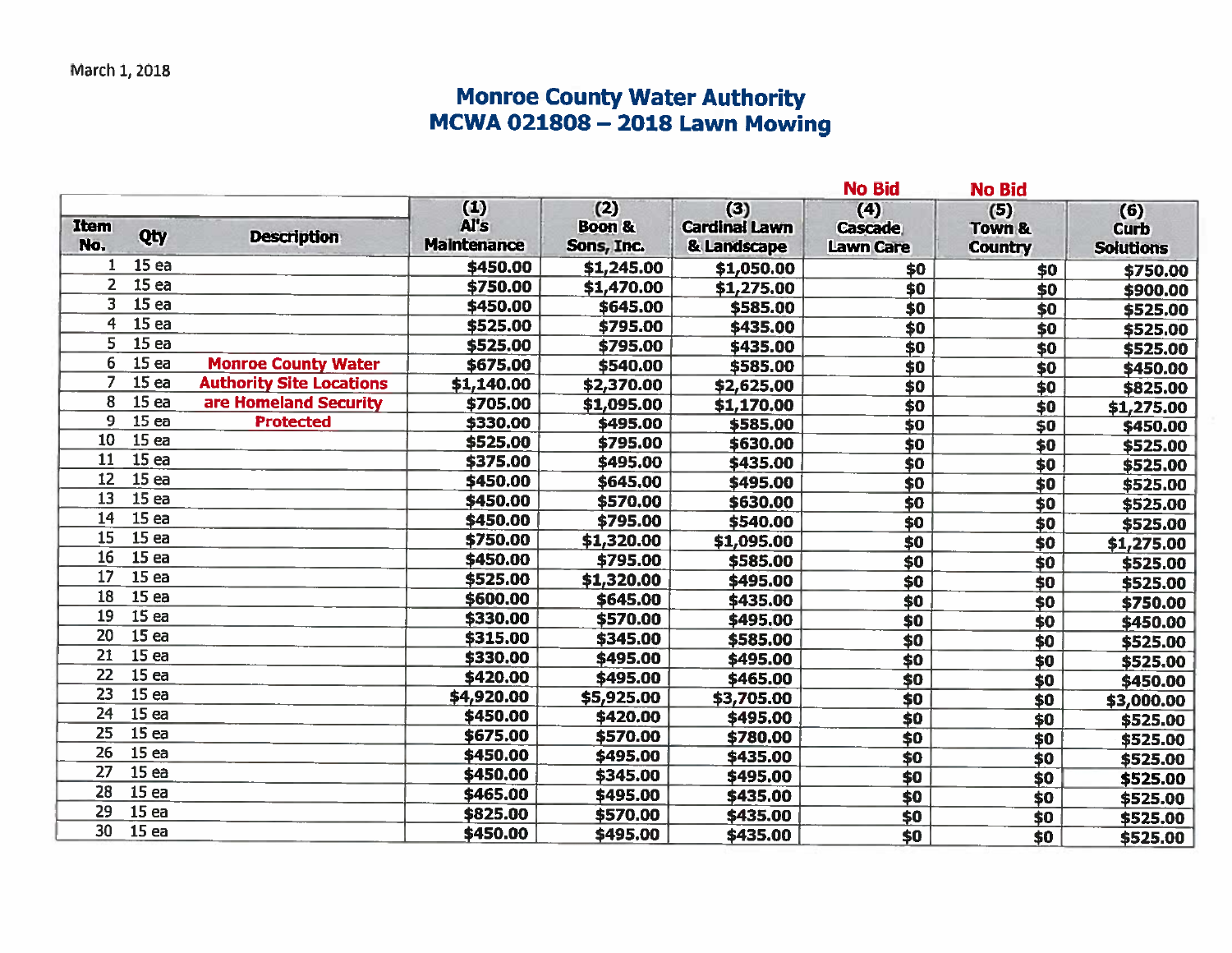March 1, 2018

# Monroe County Water Authority
## MCWA 021808 – 2018 Lawn Mowing

| Item No. | Qty | Description | (1) Al's Maintenance | (2) Boon & Sons, Inc. | (3) Cardinal Lawn & Landscape | No Bid (4) Cascade Lawn Care | No Bid (5) Town & Country | (6) Curb Solutions |
|---|---|---|---|---|---|---|---|---|
| 1 | 15 ea | | $450.00 | $1,245.00 | $1,050.00 | $0 | $0 | $750.00 |
| 2 | 15 ea | | $750.00 | $1,470.00 | $1,275.00 | $0 | $0 | $900.00 |
| 3 | 15 ea | | $450.00 | $645.00 | $585.00 | $0 | $0 | $525.00 |
| 4 | 15 ea | | $525.00 | $795.00 | $435.00 | $0 | $0 | $525.00 |
| 5 | 15 ea | | $525.00 | $795.00 | $435.00 | $0 | $0 | $525.00 |
| 6 | 15 ea | Monroe County Water | $675.00 | $540.00 | $585.00 | $0 | $0 | $450.00 |
| 7 | 15 ea | Authority Site Locations | $1,140.00 | $2,370.00 | $2,625.00 | $0 | $0 | $825.00 |
| 8 | 15 ea | are Homeland Security | $705.00 | $1,095.00 | $1,170.00 | $0 | $0 | $1,275.00 |
| 9 | 15 ea | Protected | $330.00 | $495.00 | $585.00 | $0 | $0 | $450.00 |
| 10 | 15 ea | | $525.00 | $795.00 | $630.00 | $0 | $0 | $525.00 |
| 11 | 15 ea | | $375.00 | $495.00 | $435.00 | $0 | $0 | $525.00 |
| 12 | 15 ea | | $450.00 | $645.00 | $495.00 | $0 | $0 | $525.00 |
| 13 | 15 ea | | $450.00 | $570.00 | $630.00 | $0 | $0 | $525.00 |
| 14 | 15 ea | | $450.00 | $795.00 | $540.00 | $0 | $0 | $525.00 |
| 15 | 15 ea | | $750.00 | $1,320.00 | $1,095.00 | $0 | $0 | $1,275.00 |
| 16 | 15 ea | | $450.00 | $795.00 | $585.00 | $0 | $0 | $525.00 |
| 17 | 15 ea | | $525.00 | $1,320.00 | $495.00 | $0 | $0 | $525.00 |
| 18 | 15 ea | | $600.00 | $645.00 | $435.00 | $0 | $0 | $750.00 |
| 19 | 15 ea | | $330.00 | $570.00 | $495.00 | $0 | $0 | $450.00 |
| 20 | 15 ea | | $315.00 | $345.00 | $585.00 | $0 | $0 | $525.00 |
| 21 | 15 ea | | $330.00 | $495.00 | $495.00 | $0 | $0 | $525.00 |
| 22 | 15 ea | | $420.00 | $495.00 | $465.00 | $0 | $0 | $450.00 |
| 23 | 15 ea | | $4,920.00 | $5,925.00 | $3,705.00 | $0 | $0 | $3,000.00 |
| 24 | 15 ea | | $450.00 | $420.00 | $495.00 | $0 | $0 | $525.00 |
| 25 | 15 ea | | $675.00 | $570.00 | $780.00 | $0 | $0 | $525.00 |
| 26 | 15 ea | | $450.00 | $495.00 | $435.00 | $0 | $0 | $525.00 |
| 27 | 15 ea | | $450.00 | $345.00 | $495.00 | $0 | $0 | $525.00 |
| 28 | 15 ea | | $465.00 | $495.00 | $435.00 | $0 | $0 | $525.00 |
| 29 | 15 ea | | $825.00 | $570.00 | $435.00 | $0 | $0 | $525.00 |
| 30 | 15 ea | | $450.00 | $495.00 | $435.00 | $0 | $0 | $525.00 |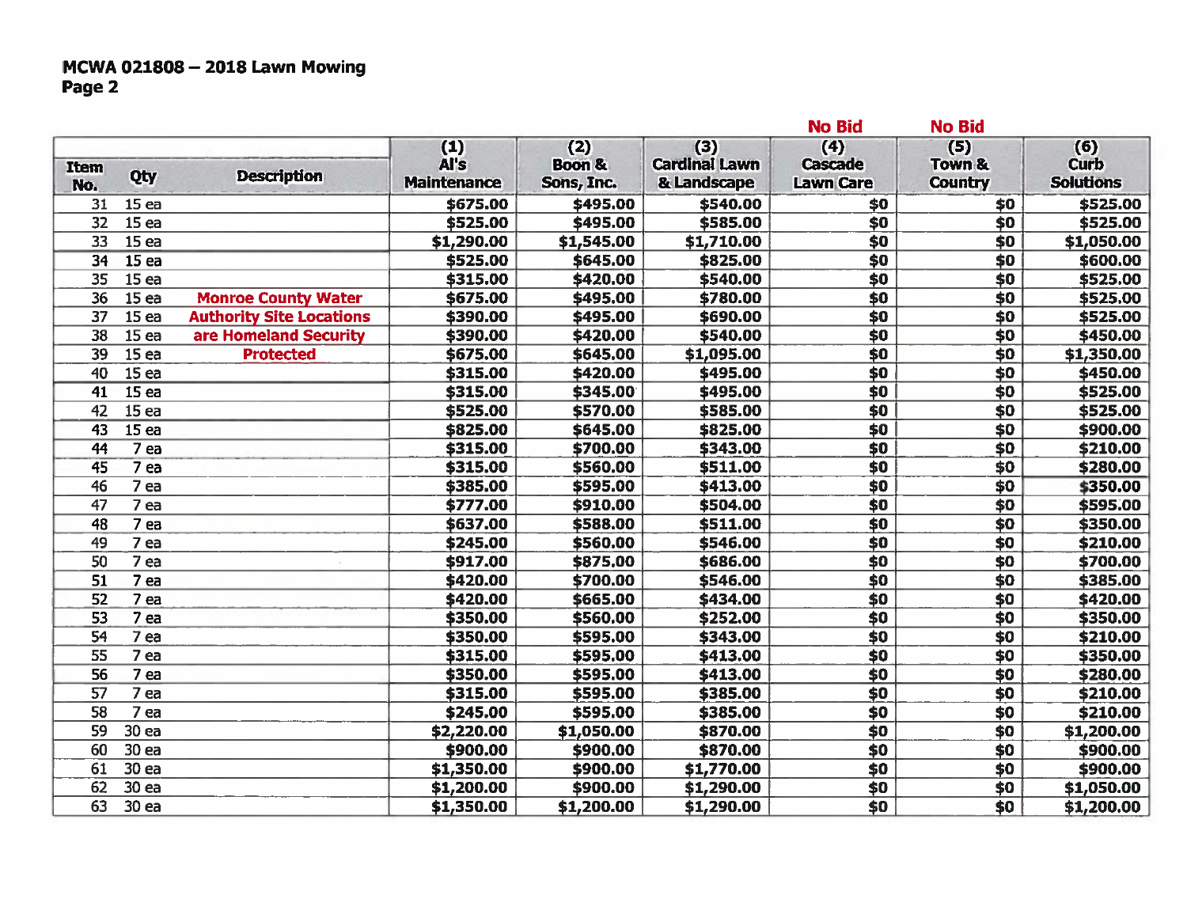**MCWA 021808 – 2018 Lawn Mowing**
**Page 2**

| Item No. | Qty | Description | (1) Al's Maintenance | (2) Boon & Sons, Inc. | (3) Cardinal Lawn & Landscape | No Bid (4) Cascade Lawn Care | No Bid (5) Town & Country | (6) Curb Solutions |
|---|---|---|---|---|---|---|---|---|
| 31 | 15 ea | | $675.00 | $495.00 | $540.00 | $0 | $0 | $525.00 |
| 32 | 15 ea | | $525.00 | $495.00 | $585.00 | $0 | $0 | $525.00 |
| 33 | 15 ea | | $1,290.00 | $1,545.00 | $1,710.00 | $0 | $0 | $1,050.00 |
| 34 | 15 ea | | $525.00 | $645.00 | $825.00 | $0 | $0 | $600.00 |
| 35 | 15 ea | | $315.00 | $420.00 | $540.00 | $0 | $0 | $525.00 |
| 36 | 15 ea | Monroe County Water | $675.00 | $495.00 | $780.00 | $0 | $0 | $525.00 |
| 37 | 15 ea | Authority Site Locations | $390.00 | $495.00 | $690.00 | $0 | $0 | $525.00 |
| 38 | 15 ea | are Homeland Security | $390.00 | $420.00 | $540.00 | $0 | $0 | $450.00 |
| 39 | 15 ea | Protected | $675.00 | $645.00 | $1,095.00 | $0 | $0 | $1,350.00 |
| 40 | 15 ea | | $315.00 | $420.00 | $495.00 | $0 | $0 | $450.00 |
| 41 | 15 ea | | $315.00 | $345.00 | $495.00 | $0 | $0 | $525.00 |
| 42 | 15 ea | | $525.00 | $570.00 | $585.00 | $0 | $0 | $525.00 |
| 43 | 15 ea | | $825.00 | $645.00 | $825.00 | $0 | $0 | $900.00 |
| 44 | 7 ea | | $315.00 | $700.00 | $343.00 | $0 | $0 | $210.00 |
| 45 | 7 ea | | $315.00 | $560.00 | $511.00 | $0 | $0 | $280.00 |
| 46 | 7 ea | | $385.00 | $595.00 | $413.00 | $0 | $0 | $350.00 |
| 47 | 7 ea | | $777.00 | $910.00 | $504.00 | $0 | $0 | $595.00 |
| 48 | 7 ea | | $637.00 | $588.00 | $511.00 | $0 | $0 | $350.00 |
| 49 | 7 ea | | $245.00 | $560.00 | $546.00 | $0 | $0 | $210.00 |
| 50 | 7 ea | | $917.00 | $875.00 | $686.00 | $0 | $0 | $700.00 |
| 51 | 7 ea | | $420.00 | $700.00 | $546.00 | $0 | $0 | $385.00 |
| 52 | 7 ea | | $420.00 | $665.00 | $434.00 | $0 | $0 | $420.00 |
| 53 | 7 ea | | $350.00 | $560.00 | $252.00 | $0 | $0 | $350.00 |
| 54 | 7 ea | | $350.00 | $595.00 | $343.00 | $0 | $0 | $210.00 |
| 55 | 7 ea | | $315.00 | $595.00 | $413.00 | $0 | $0 | $350.00 |
| 56 | 7 ea | | $350.00 | $595.00 | $413.00 | $0 | $0 | $280.00 |
| 57 | 7 ea | | $315.00 | $595.00 | $385.00 | $0 | $0 | $210.00 |
| 58 | 7 ea | | $245.00 | $595.00 | $385.00 | $0 | $0 | $210.00 |
| 59 | 30 ea | | $2,220.00 | $1,050.00 | $870.00 | $0 | $0 | $1,200.00 |
| 60 | 30 ea | | $900.00 | $900.00 | $870.00 | $0 | $0 | $900.00 |
| 61 | 30 ea | | $1,350.00 | $900.00 | $1,770.00 | $0 | $0 | $900.00 |
| 62 | 30 ea | | $1,200.00 | $900.00 | $1,290.00 | $0 | $0 | $1,050.00 |
| 63 | 30 ea | | $1,350.00 | $1,200.00 | $1,290.00 | $0 | $0 | $1,200.00 |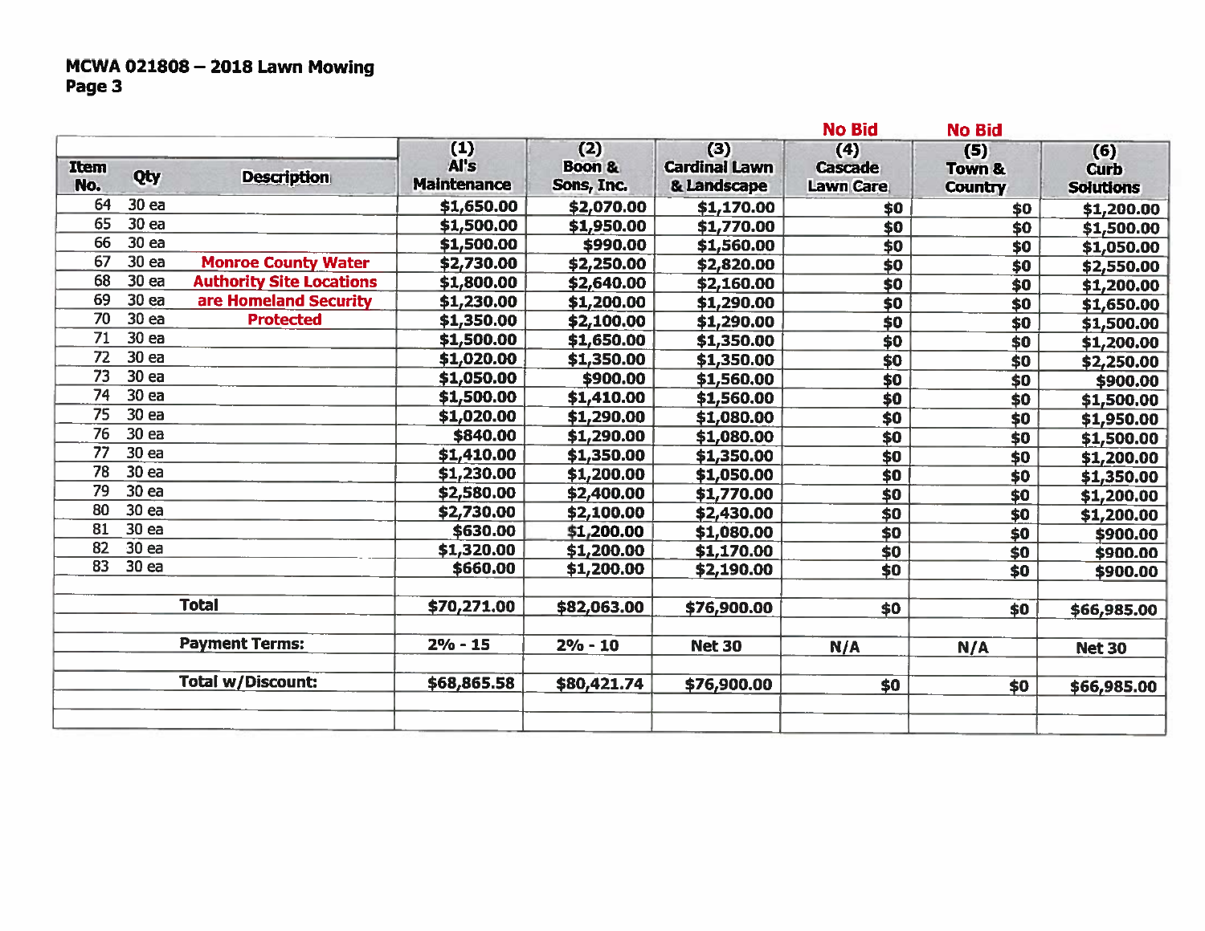**MCWA 021808 – 2018 Lawn Mowing**
**Page 3**

| Item No. | Qty | Description | (1) Al's Maintenance | (2) Boon & Sons, Inc. | (3) Cardinal Lawn & Landscape | No Bid (4) Cascade Lawn Care | No Bid (5) Town & Country | (6) Curb Solutions |
|---|---|---|---|---|---|---|---|---|
| 64 | 30 ea | | $1,650.00 | $2,070.00 | $1,170.00 | $0 | $0 | $1,200.00 |
| 65 | 30 ea | | $1,500.00 | $1,950.00 | $1,770.00 | $0 | $0 | $1,500.00 |
| 66 | 30 ea | | $1,500.00 | $990.00 | $1,560.00 | $0 | $0 | $1,050.00 |
| 67 | 30 ea | Monroe County Water | $2,730.00 | $2,250.00 | $2,820.00 | $0 | $0 | $2,550.00 |
| 68 | 30 ea | Authority Site Locations | $1,800.00 | $2,640.00 | $2,160.00 | $0 | $0 | $1,200.00 |
| 69 | 30 ea | are Homeland Security | $1,230.00 | $1,200.00 | $1,290.00 | $0 | $0 | $1,650.00 |
| 70 | 30 ea | Protected | $1,350.00 | $2,100.00 | $1,290.00 | $0 | $0 | $1,500.00 |
| 71 | 30 ea | | $1,500.00 | $1,650.00 | $1,350.00 | $0 | $0 | $1,200.00 |
| 72 | 30 ea | | $1,020.00 | $1,350.00 | $1,350.00 | $0 | $0 | $2,250.00 |
| 73 | 30 ea | | $1,050.00 | $900.00 | $1,560.00 | $0 | $0 | $900.00 |
| 74 | 30 ea | | $1,500.00 | $1,410.00 | $1,560.00 | $0 | $0 | $1,500.00 |
| 75 | 30 ea | | $1,020.00 | $1,290.00 | $1,080.00 | $0 | $0 | $1,950.00 |
| 76 | 30 ea | | $840.00 | $1,290.00 | $1,080.00 | $0 | $0 | $1,500.00 |
| 77 | 30 ea | | $1,410.00 | $1,350.00 | $1,350.00 | $0 | $0 | $1,200.00 |
| 78 | 30 ea | | $1,230.00 | $1,200.00 | $1,050.00 | $0 | $0 | $1,350.00 |
| 79 | 30 ea | | $2,580.00 | $2,400.00 | $1,770.00 | $0 | $0 | $1,200.00 |
| 80 | 30 ea | | $2,730.00 | $2,100.00 | $2,430.00 | $0 | $0 | $1,200.00 |
| 81 | 30 ea | | $630.00 | $1,200.00 | $1,080.00 | $0 | $0 | $900.00 |
| 82 | 30 ea | | $1,320.00 | $1,200.00 | $1,170.00 | $0 | $0 | $900.00 |
| 83 | 30 ea | | $660.00 | $1,200.00 | $2,190.00 | $0 | $0 | $900.00 |
| | | | | | | | | |
| | | **Total** | $70,271.00 | $82,063.00 | $76,900.00 | $0 | $0 | $66,985.00 |
| | | | | | | | | |
| | | **Payment Terms:** | 2% - 15 | 2% - 10 | Net 30 | N/A | N/A | Net 30 |
| | | | | | | | | |
| | | **Total w/Discount:** | $68,865.58 | $80,421.74 | $76,900.00 | $0 | $0 | $66,985.00 |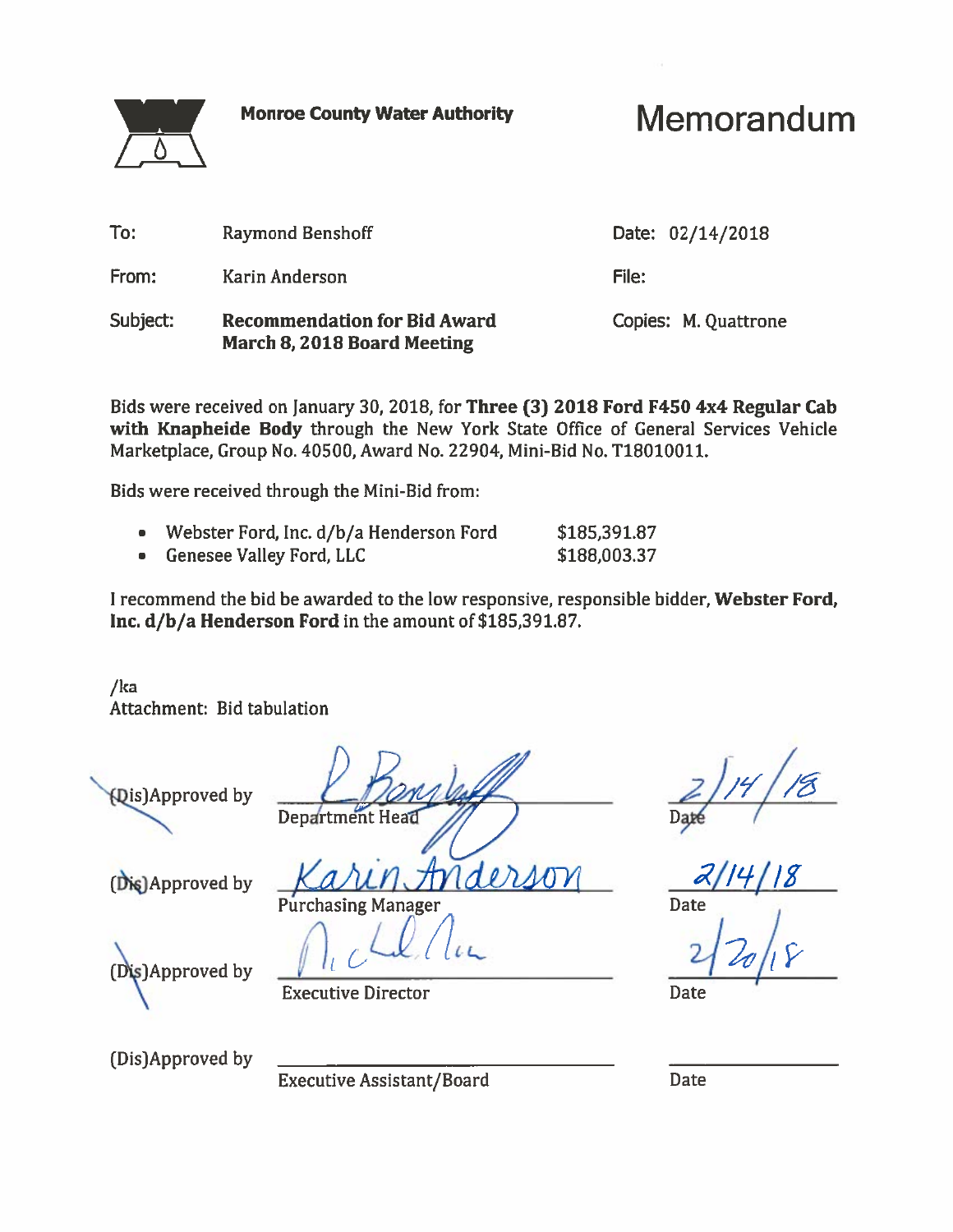Monroe County Water Authority

# Memorandum

| | | | |
|---|---|---|---|
| To: | Raymond Benshoff | Date: | 02/14/2018 |
| From: | Karin Anderson | File: | |
| Subject: | **Recommendation for Bid Award March 8, 2018 Board Meeting** | Copies: | M. Quattrone |

Bids were received on January 30, 2018, for **Three (3) 2018 Ford F450 4x4 Regular Cab with Knapheide Body** through the New York State Office of General Services Vehicle Marketplace, Group No. 40500, Award No. 22904, Mini-Bid No. T18010011.

Bids were received through the Mini-Bid from:

- Webster Ford, Inc. d/b/a Henderson Ford $185,391.87
- Genesee Valley Ford, LLC $188,003.37

I recommend the bid be awarded to the low responsive, responsible bidder, **Webster Ford, Inc. d/b/a Henderson Ford** in the amount of $185,391.87.

/ka
Attachment: Bid tabulation

| | | |
|---|---|---|
| (Dis)Approved by | R. Benshoff<br>Department Head | 2/14/18<br>Date |
| (Dis)Approved by | Karin Anderson<br>Purchasing Manager | 2/14/18<br>Date |
| (Dis)Approved by | Nick Noce<br>Executive Director | 2/20/18<br>Date |
| (Dis)Approved by | Executive Assistant/Board | Date |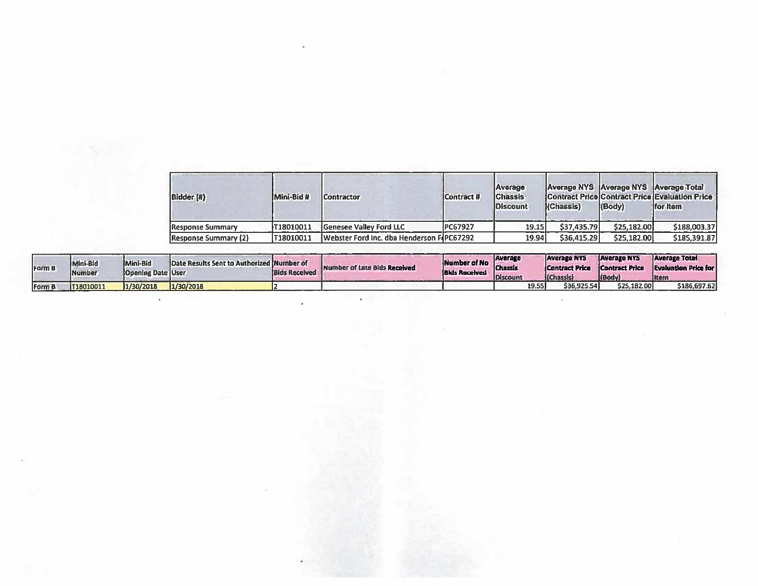| Bidder (#) | Mini-Bid # | Contractor | Contract # | Average Chassis Discount | Average NYS Contract Price (Chassis) | Average NYS Contract Price (Body) | Average Total Evaluation Price for Item |
|---|---|---|---|---|---|---|---|
| Response Summary | T18010011 | Genesee Valley Ford LLC | PC67927 | 19.15 | $37,435.79 | $25,182.00 | $188,003.37 |
| Response Summary (2) | T18010011 | Webster Ford Inc. dba Henderson F | PC67292 | 19.94 | $36,415.29 | $25,182.00 | $185,391.87 |

| Form B | Mini-Bid Number | Mini-Bid Opening Date | Date Results Sent to Authorized User | Number of Bids Received | Number of Late Bids Received | Number of No Bids Received | Average Chassis Discount | Average NYS Contract Price (Chassis) | Average NYS Contract Price (Body) | Average Total Evaluation Price for Item |
|---|---|---|---|---|---|---|---|---|---|---|
| Form B | T18010011 | 1/30/2018 | 1/30/2018 | 2 | | | 19.55 | $36,925.54 | $25,182.00 | $186,697.62 |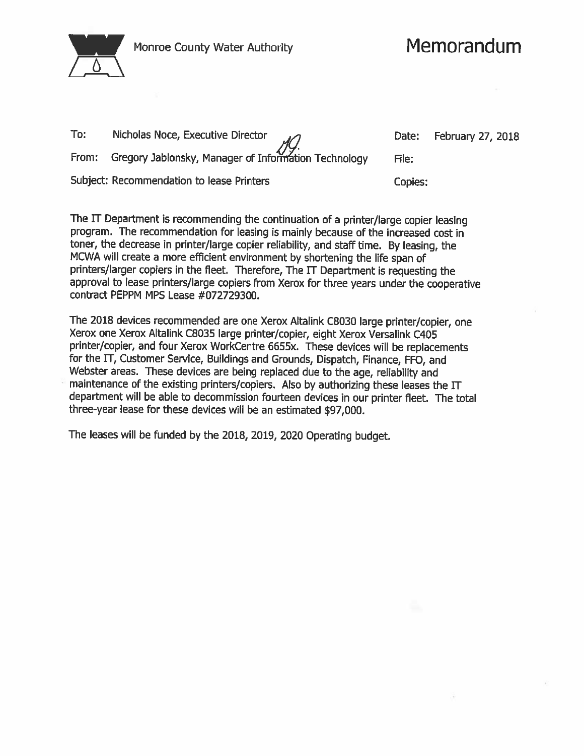Monroe County Water Authority

# Memorandum

| | | | |
|---|---|---|---|
| To: | Nicholas Noce, Executive Director | Date: | February 27, 2018 |
| From: | Gregory Jablonsky, Manager of Information Technology | File: | |
| Subject: Recommendation to lease Printers | | Copies: | |

The IT Department is recommending the continuation of a printer/large copier leasing program. The recommendation for leasing is mainly because of the increased cost in toner, the decrease in printer/large copier reliability, and staff time. By leasing, the MCWA will create a more efficient environment by shortening the life span of printers/larger copiers in the fleet. Therefore, The IT Department is requesting the approval to lease printers/large copiers from Xerox for three years under the cooperative contract PEPPM MPS Lease #072729300.

The 2018 devices recommended are one Xerox Altalink C8030 large printer/copier, one Xerox one Xerox Altalink C8035 large printer/copier, eight Xerox Versalink C405 printer/copier, and four Xerox WorkCentre 6655x. These devices will be replacements for the IT, Customer Service, Buildings and Grounds, Dispatch, Finance, FFO, and Webster areas. These devices are being replaced due to the age, reliability and maintenance of the existing printers/copiers. Also by authorizing these leases the IT department will be able to decommission fourteen devices in our printer fleet. The total three-year lease for these devices will be an estimated $97,000.

The leases will be funded by the 2018, 2019, 2020 Operating budget.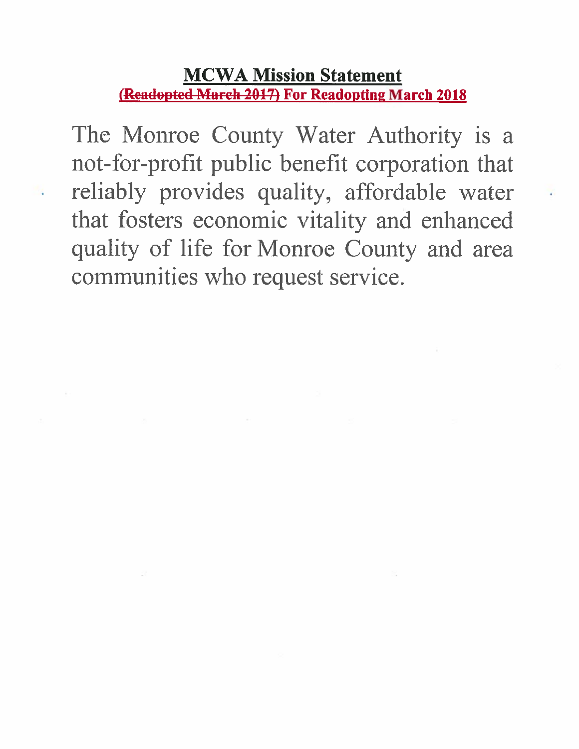# MCWA Mission Statement

~~(Readopted March 2017)~~ **For Readopting March 2018**

The Monroe County Water Authority is a not-for-profit public benefit corporation that reliably provides quality, affordable water that fosters economic vitality and enhanced quality of life for Monroe County and area communities who request service.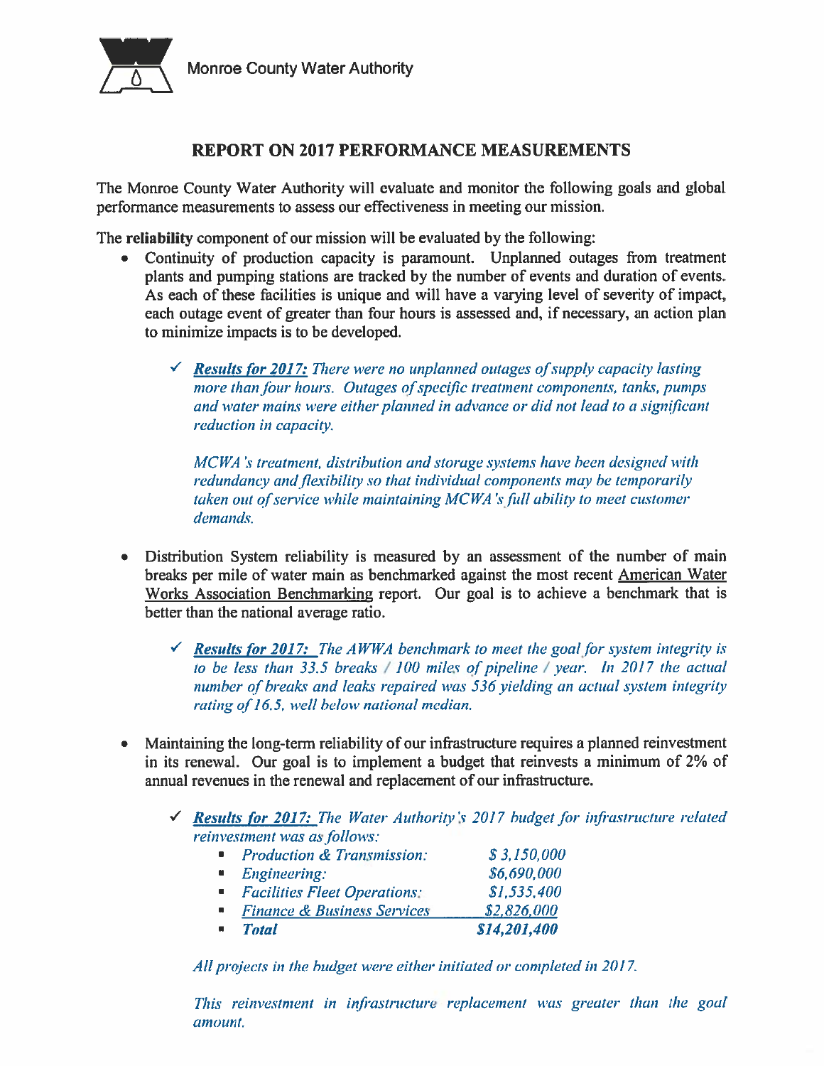Monroe County Water Authority

## REPORT ON 2017 PERFORMANCE MEASUREMENTS

The Monroe County Water Authority will evaluate and monitor the following goals and global performance measurements to assess our effectiveness in meeting our mission.

The **reliability** component of our mission will be evaluated by the following:

- Continuity of production capacity is paramount. Unplanned outages from treatment plants and pumping stations are tracked by the number of events and duration of events. As each of these facilities is unique and will have a varying level of severity of impact, each outage event of greater than four hours is assessed and, if necessary, an action plan to minimize impacts is to be developed.

  - ✓ ***Results for 2017:*** *There were no unplanned outages of supply capacity lasting more than four hours. Outages of specific treatment components, tanks, pumps and water mains were either planned in advance or did not lead to a significant reduction in capacity.*

    *MCWA's treatment, distribution and storage systems have been designed with redundancy and flexibility so that individual components may be temporarily taken out of service while maintaining MCWA's full ability to meet customer demands.*

- Distribution System reliability is measured by an assessment of the number of main breaks per mile of water main as benchmarked against the most recent American Water Works Association Benchmarking report. Our goal is to achieve a benchmark that is better than the national average ratio.

  - ✓ ***Results for 2017:*** *The AWWA benchmark to meet the goal for system integrity is to be less than 33.5 breaks / 100 miles of pipeline / year. In 2017 the actual number of breaks and leaks repaired was 536 yielding an actual system integrity rating of 16.5, well below national median.*

- Maintaining the long-term reliability of our infrastructure requires a planned reinvestment in its renewal. Our goal is to implement a budget that reinvests a minimum of 2% of annual revenues in the renewal and replacement of our infrastructure.

  - ✓ ***Results for 2017:*** *The Water Authority's 2017 budget for infrastructure related reinvestment was as follows:*
    - *Production & Transmission:* *$ 3,150,000*
    - *Engineering:* *$6,690,000*
    - *Facilities Fleet Operations:* *$1,535,400*
    - *Finance & Business Services* *$2,826,000*
    - ***Total*** ***$14,201,400***

    *All projects in the budget were either initiated or completed in 2017.*

    *This reinvestment in infrastructure replacement was greater than the goal amount.*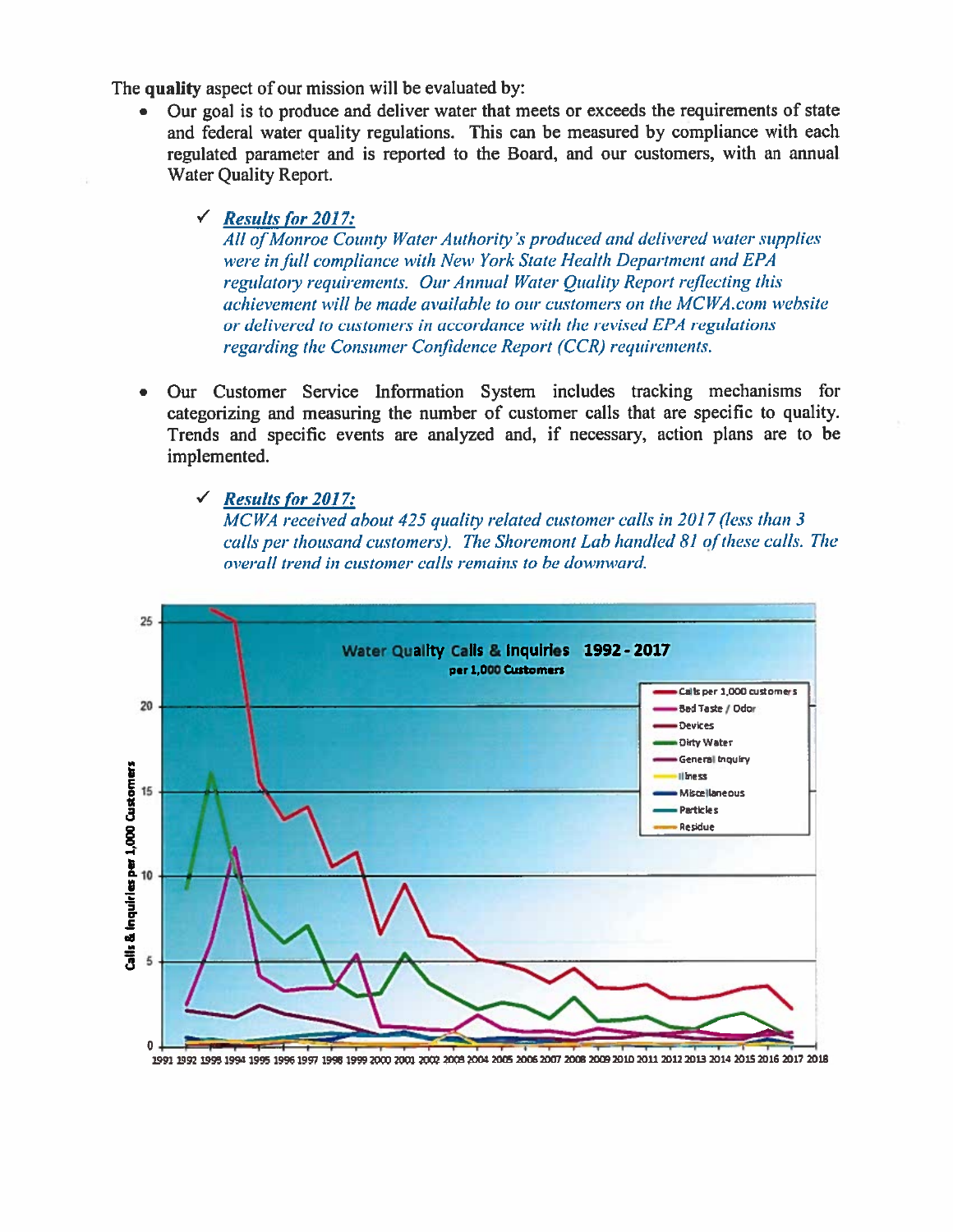The **quality** aspect of our mission will be evaluated by:

- Our goal is to produce and deliver water that meets or exceeds the requirements of state and federal water quality regulations. This can be measured by compliance with each regulated parameter and is reported to the Board, and our customers, with an annual Water Quality Report.

  ✓ ***Results for 2017:***
  *All of Monroe County Water Authority's produced and delivered water supplies were in full compliance with New York State Health Department and EPA regulatory requirements. Our Annual Water Quality Report reflecting this achievement will be made available to our customers on the MCWA.com website or delivered to customers in accordance with the revised EPA regulations regarding the Consumer Confidence Report (CCR) requirements.*

- Our Customer Service Information System includes tracking mechanisms for categorizing and measuring the number of customer calls that are specific to quality. Trends and specific events are analyzed and, if necessary, action plans are to be implemented.

  ✓ ***Results for 2017:***
  *MCWA received about 425 quality related customer calls in 2017 (less than 3 calls per thousand customers). The Shoremont Lab handled 81 of these calls. The overall trend in customer calls remains to be downward.*

**Water Quality Calls & Inquiries 1992 - 2017**
**per 1,000 Customers**

Legend: Calls per 1,000 customers; Bad Taste / Odor; Devices; Dirty Water; General Inquiry; Illness; Miscellaneous; Particles; Residue

Y-axis: Calls & Inquiries per 1,000 Customers (0–25)

X-axis: 1991–2018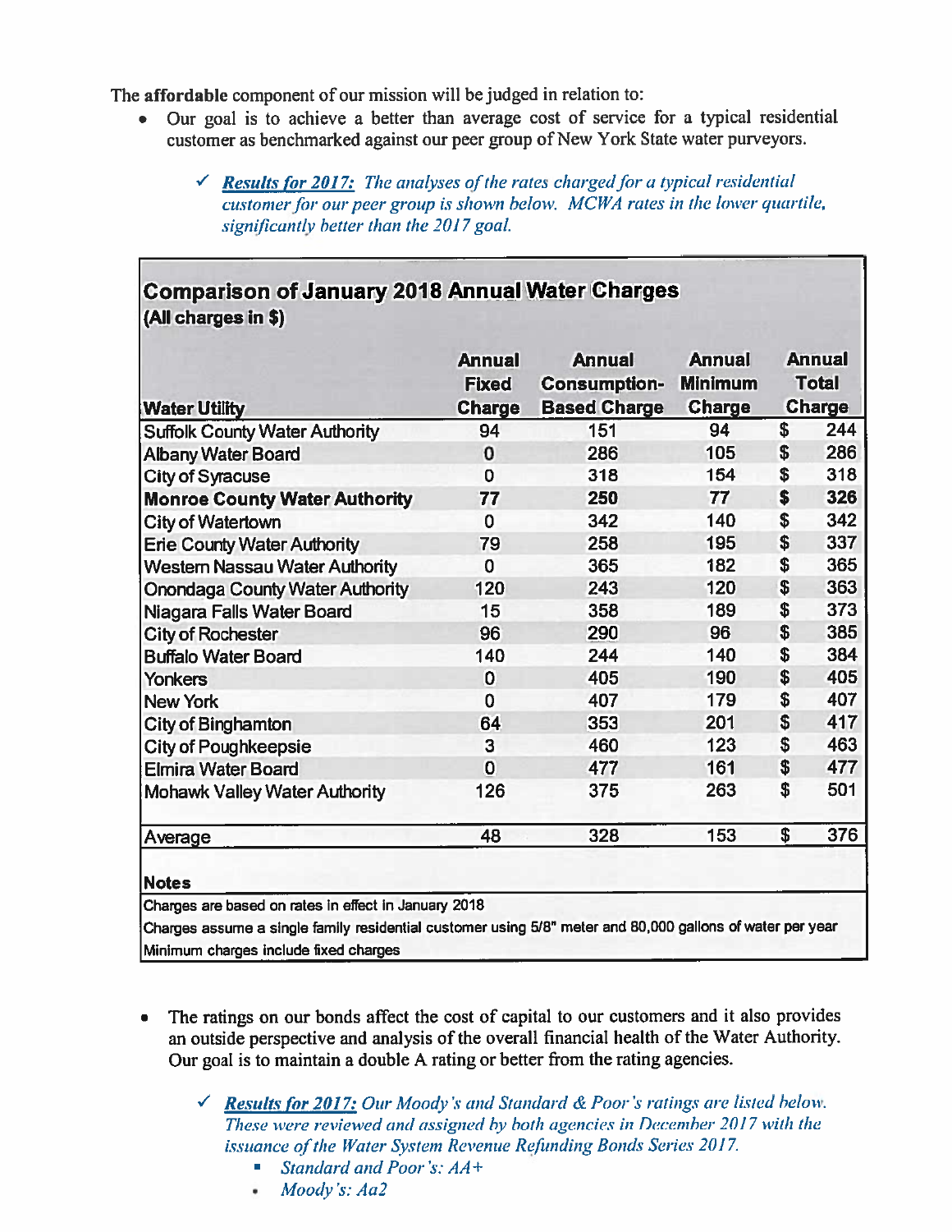The **affordable** component of our mission will be judged in relation to:

- Our goal is to achieve a better than average cost of service for a typical residential customer as benchmarked against our peer group of New York State water purveyors.

  ✓ ***Results for 2017:*** *The analyses of the rates charged for a typical residential customer for our peer group is shown below. MCWA rates in the lower quartile, significantly better than the 2017 goal.*

**Comparison of January 2018 Annual Water Charges**
**(All charges in $)**

| Water Utility | Annual Fixed Charge | Annual Consumption-Based Charge | Annual Minimum Charge | Annual Total Charge |
|---|---|---|---|---|
| Suffolk County Water Authority | 94 | 151 | 94 | $ 244 |
| Albany Water Board | 0 | 286 | 105 | $ 286 |
| City of Syracuse | 0 | 318 | 154 | $ 318 |
| **Monroe County Water Authority** | **77** | **250** | **77** | **$ 326** |
| City of Watertown | 0 | 342 | 140 | $ 342 |
| Erie County Water Authority | 79 | 258 | 195 | $ 337 |
| Western Nassau Water Authority | 0 | 365 | 182 | $ 365 |
| Onondaga County Water Authority | 120 | 243 | 120 | $ 363 |
| Niagara Falls Water Board | 15 | 358 | 189 | $ 373 |
| City of Rochester | 96 | 290 | 96 | $ 385 |
| Buffalo Water Board | 140 | 244 | 140 | $ 384 |
| Yonkers | 0 | 405 | 190 | $ 405 |
| New York | 0 | 407 | 179 | $ 407 |
| City of Binghamton | 64 | 353 | 201 | $ 417 |
| City of Poughkeepsie | 3 | 460 | 123 | $ 463 |
| Elmira Water Board | 0 | 477 | 161 | $ 477 |
| Mohawk Valley Water Authority | 126 | 375 | 263 | $ 501 |
| Average | 48 | 328 | 153 | $ 376 |

**Notes**

Charges are based on rates in effect in January 2018

Charges assume a single family residential customer using 5/8" meter and 80,000 gallons of water per year

Minimum charges include fixed charges

- The ratings on our bonds affect the cost of capital to our customers and it also provides an outside perspective and analysis of the overall financial health of the Water Authority. Our goal is to maintain a double A rating or better from the rating agencies.

  ✓ ***Results for 2017:*** *Our Moody's and Standard & Poor's ratings are listed below. These were reviewed and assigned by both agencies in December 2017 with the issuance of the Water System Revenue Refunding Bonds Series 2017.*
  - *Standard and Poor's: AA+*
  - *Moody's: Aa2*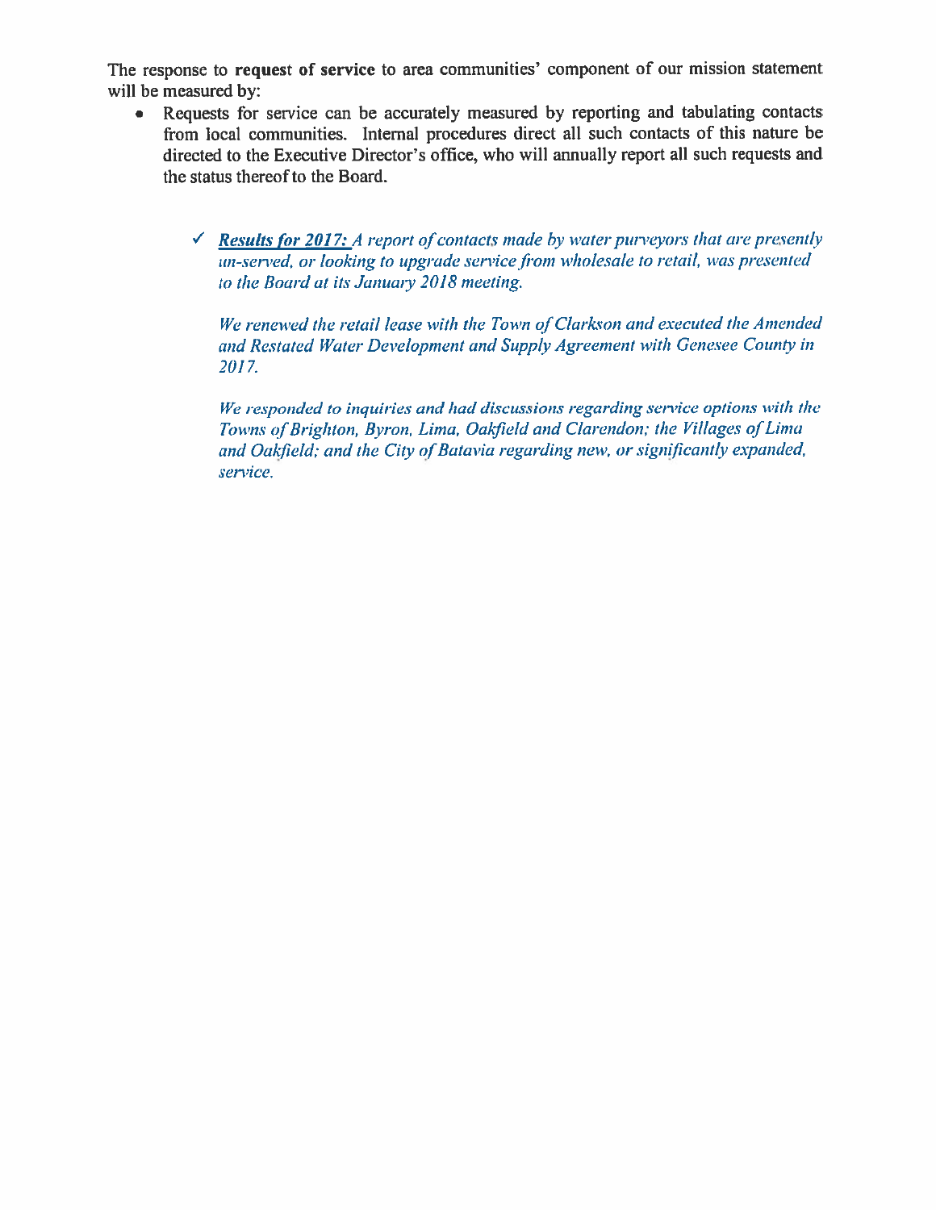The response to **request of service** to area communities' component of our mission statement will be measured by:

- Requests for service can be accurately measured by reporting and tabulating contacts from local communities. Internal procedures direct all such contacts of this nature be directed to the Executive Director's office, who will annually report all such requests and the status thereof to the Board.

  ✓ ***Results for 2017:*** *A report of contacts made by water purveyors that are presently un-served, or looking to upgrade service from wholesale to retail, was presented to the Board at its January 2018 meeting.*

  *We renewed the retail lease with the Town of Clarkson and executed the Amended and Restated Water Development and Supply Agreement with Genesee County in 2017.*

  *We responded to inquiries and had discussions regarding service options with the Towns of Brighton, Byron, Lima, Oakfield and Clarendon; the Villages of Lima and Oakfield; and the City of Batavia regarding new, or significantly expanded, service.*